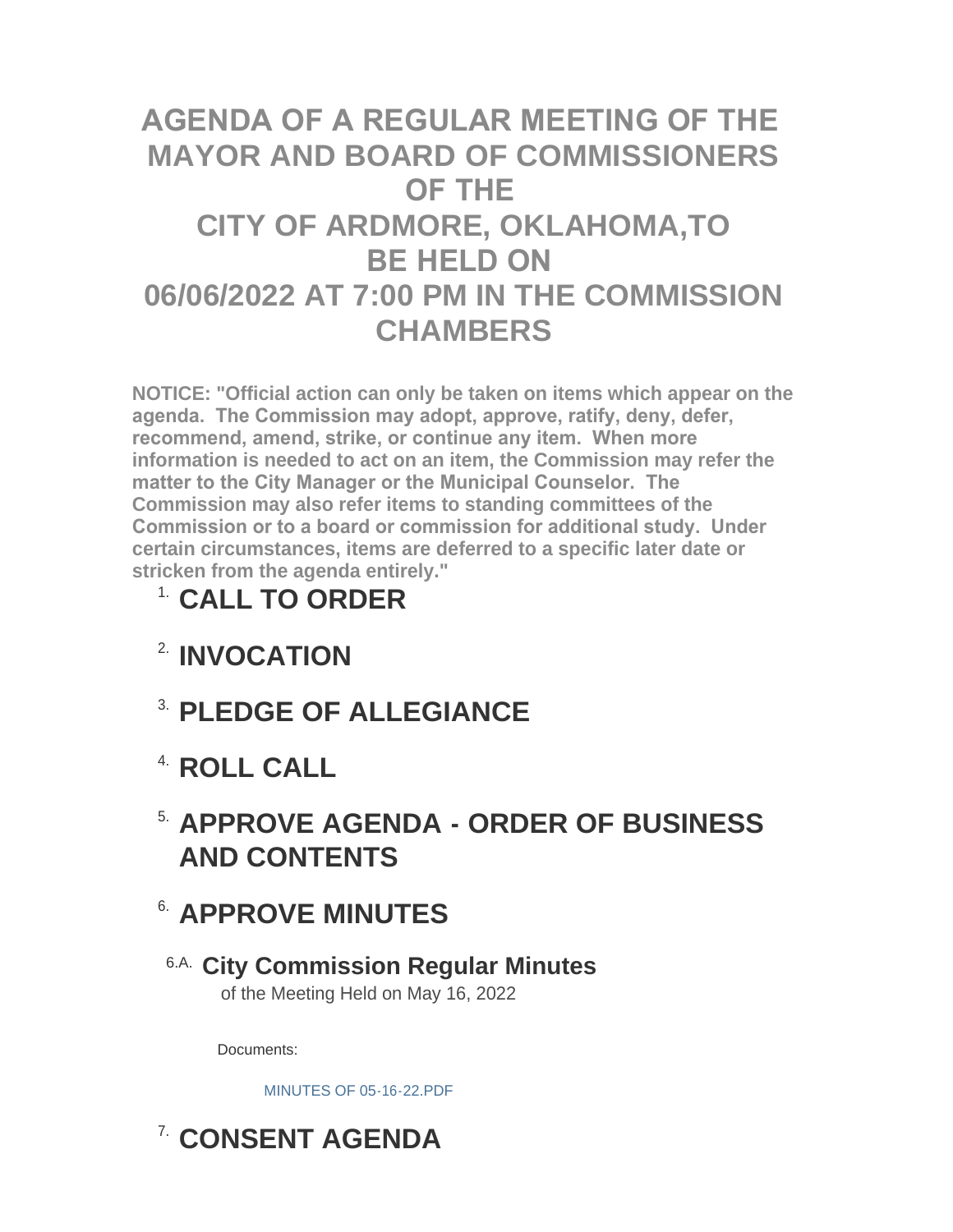# AGENDA OF A REGULAR MEETING OF THE MAYOR AND BOARD OF COMMISSIONERS OF THE CITY OF ARDMORE, OKLAHOMA,TO BE HELD ON 06/06/2022 AT 7:00 PM IN THE COMMISSION CHAMBERS

**NOTICE: "Official action can only be taken on items which appear on the agenda. The Commission may adopt, approve, ratify, deny, defer, recommend, amend, strike, or continue any item. When more information is needed to act on an item, the Commission may refer the matter to the City Manager or the Municipal Counselor. The Commission may also refer items to standing committees of the Commission or to a board or commission for additional study. Under certain circumstances, items are deferred to a specific later date or stricken from the agenda entirely."**

## 1. CALL TO ORDER

## 2. INVOCATION

## 3. PLEDGE OF ALLEGIANCE

## 4. ROLL CALL

## 5. APPROVE AGENDA - ORDER OF BUSINESS AND CONTENTS

## 6. APPROVE MINUTES

### 6.A. City Commission Regular Minutes

of the Meeting Held on May 16, 2022

Documents:

MINUTES OF 05-16-22.PDF

## 7. CONSENT AGENDA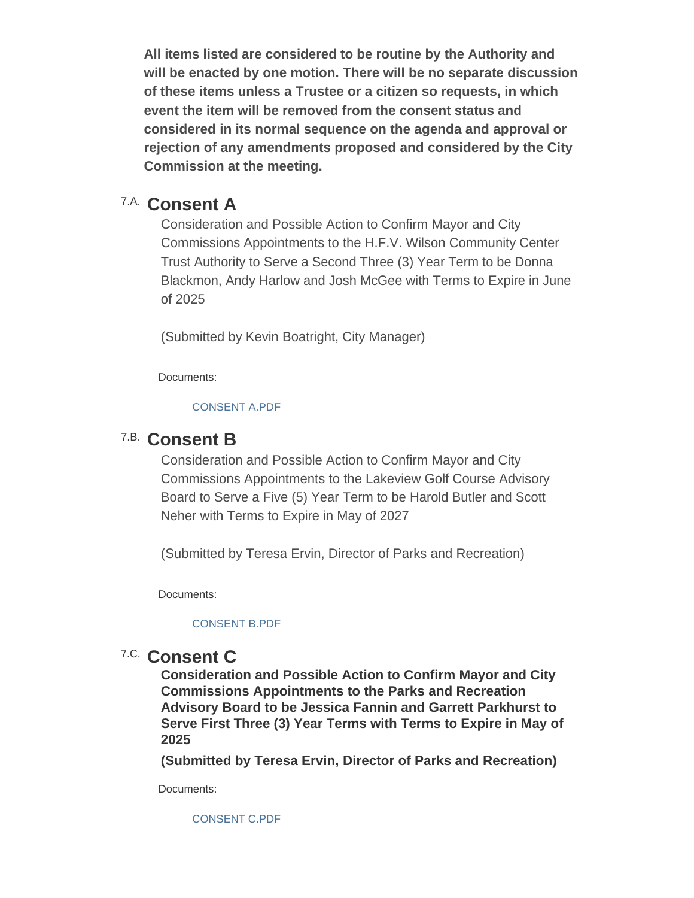**All items listed are considered to be routine by the Authority and will be enacted by one motion. There will be no separate discussion of these items unless a Trustee or a citizen so requests, in which event the item will be removed from the consent status and considered in its normal sequence on the agenda and approval or rejection of any amendments proposed and considered by the City Commission at the meeting.**

## 7.A. Consent A

Consideration and Possible Action to Confirm Mayor and City Commissions Appointments to the H.F.V. Wilson Community Center Trust Authority to Serve a Second Three (3) Year Term to be Donna Blackmon, Andy Harlow and Josh McGee with Terms to Expire in June of 2025

(Submitted by Kevin Boatright, City Manager)

Documents:

CONSENT A.PDF

## 7.B. Consent B

Consideration and Possible Action to Confirm Mayor and City Commissions Appointments to the Lakeview Golf Course Advisory Board to Serve a Five (5) Year Term to be Harold Butler and Scott Neher with Terms to Expire in May of 2027

(Submitted by Teresa Ervin, Director of Parks and Recreation)

Documents:

CONSENT B.PDF

## 7.C. Consent C

**Consideration and Possible Action to Confirm Mayor and City Commissions Appointments to the Parks and Recreation Advisory Board to be Jessica Fannin and Garrett Parkhurst to Serve First Three (3) Year Terms with Terms to Expire in May of 2025**

**(Submitted by Teresa Ervin, Director of Parks and Recreation)**

Documents:

CONSENT C.PDF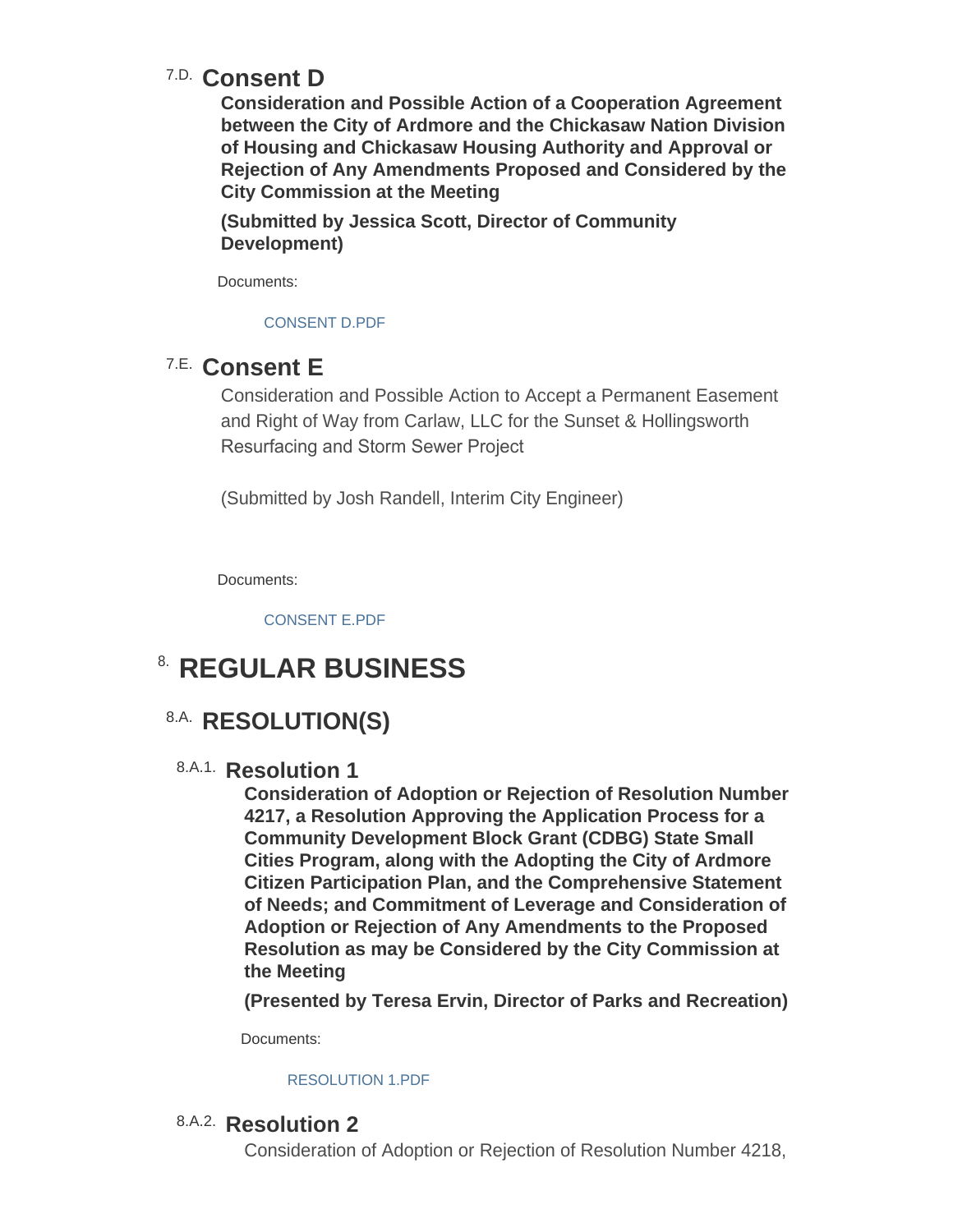### 7.D. Consent D

**Consideration and Possible Action of a Cooperation Agreement between the City of Ardmore and the Chickasaw Nation Division of Housing and Chickasaw Housing Authority and Approval or Rejection of Any Amendments Proposed and Considered by the City Commission at the Meeting**

**(Submitted by Jessica Scott, Director of Community Development)**

Documents:

CONSENT D.PDF

### 7.E. Consent E

Consideration and Possible Action to Accept a Permanent Easement and Right of Way from Carlaw, LLC for the Sunset & Hollingsworth Resurfacing and Storm Sewer Project

(Submitted by Josh Randell, Interim City Engineer)

Documents:

CONSENT E.PDF

# 8. REGULAR BUSINESS

## 8.A. RESOLUTION(S)

### 8.A.1. Resolution 1

**Consideration of Adoption or Rejection of Resolution Number 4217, a Resolution Approving the Application Process for a Community Development Block Grant (CDBG) State Small Cities Program, along with the Adopting the City of Ardmore Citizen Participation Plan, and the Comprehensive Statement of Needs; and Commitment of Leverage and Consideration of Adoption or Rejection of Any Amendments to the Proposed Resolution as may be Considered by the City Commission at the Meeting**

**(Presented by Teresa Ervin, Director of Parks and Recreation)**

Documents:

RESOLUTION 1.PDF

### 8.A.2. Resolution 2

Consideration of Adoption or Rejection of Resolution Number 4218,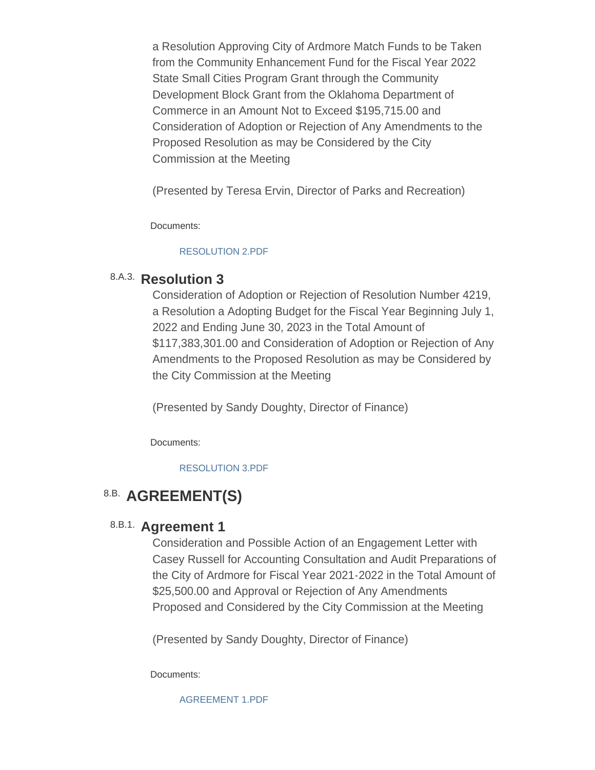a Resolution Approving City of Ardmore Match Funds to be Taken from the Community Enhancement Fund for the Fiscal Year 2022 State Small Cities Program Grant through the Community Development Block Grant from the Oklahoma Department of Commerce in an Amount Not to Exceed $195,715.00 and Consideration of Adoption or Rejection of Any Amendments to the Proposed Resolution as may be Considered by the City Commission at the Meeting

(Presented by Teresa Ervin, Director of Parks and Recreation)

Documents:

RESOLUTION 2.PDF

### 8.A.3. Resolution 3

Consideration of Adoption or Rejection of Resolution Number 4219, a Resolution a Adopting Budget for the Fiscal Year Beginning July 1, 2022 and Ending June 30, 2023 in the Total Amount of $117,383,301.00 and Consideration of Adoption or Rejection of Any Amendments to the Proposed Resolution as may be Considered by the City Commission at the Meeting

(Presented by Sandy Doughty, Director of Finance)

Documents:

RESOLUTION 3.PDF

## 8.B. AGREEMENT(S)

### 8.B.1. Agreement 1

Consideration and Possible Action of an Engagement Letter with Casey Russell for Accounting Consultation and Audit Preparations of the City of Ardmore for Fiscal Year 2021-2022 in the Total Amount of $25,500.00 and Approval or Rejection of Any Amendments Proposed and Considered by the City Commission at the Meeting

(Presented by Sandy Doughty, Director of Finance)

Documents:

AGREEMENT 1.PDF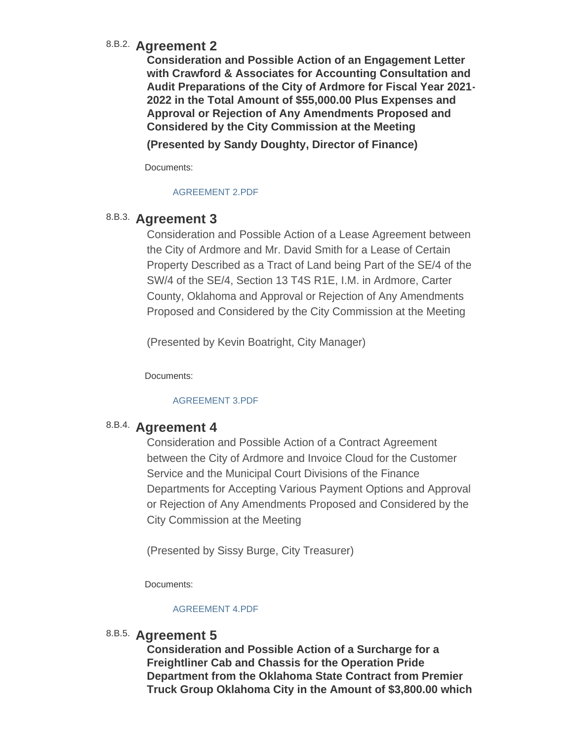### 8.B.2. Agreement 2

**Consideration and Possible Action of an Engagement Letter with Crawford & Associates for Accounting Consultation and Audit Preparations of the City of Ardmore for Fiscal Year 2021-2022 in the Total Amount of $55,000.00 Plus Expenses and Approval or Rejection of Any Amendments Proposed and Considered by the City Commission at the Meeting**

**(Presented by Sandy Doughty, Director of Finance)**

Documents:

AGREEMENT 2.PDF

### 8.B.3. Agreement 3

Consideration and Possible Action of a Lease Agreement between the City of Ardmore and Mr. David Smith for a Lease of Certain Property Described as a Tract of Land being Part of the SE/4 of the SW/4 of the SE/4, Section 13 T4S R1E, I.M. in Ardmore, Carter County, Oklahoma and Approval or Rejection of Any Amendments Proposed and Considered by the City Commission at the Meeting

(Presented by Kevin Boatright, City Manager)

Documents:

AGREEMENT 3.PDF

### 8.B.4. Agreement 4

Consideration and Possible Action of a Contract Agreement between the City of Ardmore and Invoice Cloud for the Customer Service and the Municipal Court Divisions of the Finance Departments for Accepting Various Payment Options and Approval or Rejection of Any Amendments Proposed and Considered by the City Commission at the Meeting

(Presented by Sissy Burge, City Treasurer)

Documents:

AGREEMENT 4.PDF

### 8.B.5. Agreement 5

**Consideration and Possible Action of a Surcharge for a Freightliner Cab and Chassis for the Operation Pride Department from the Oklahoma State Contract from Premier Truck Group Oklahoma City in the Amount of $3,800.00 which**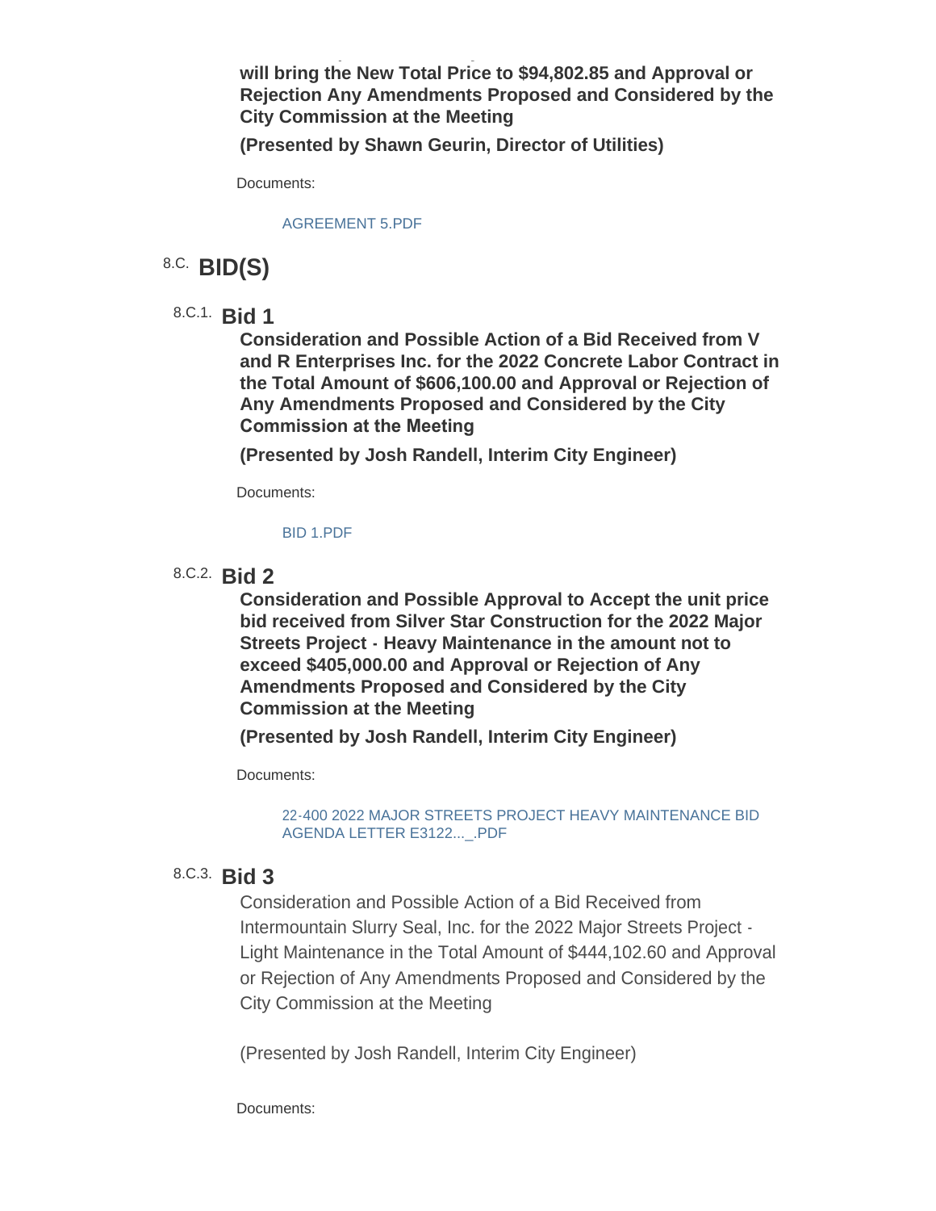**will bring the New Total Price to $94,802.85 and Approval or Rejection Any Amendments Proposed and Considered by the City Commission at the Meeting**

**(Presented by Shawn Geurin, Director of Utilities)**

Documents:

AGREEMENT 5.PDF

## 8.C. BID(S)

### 8.C.1. Bid 1

**Consideration and Possible Action of a Bid Received from V and R Enterprises Inc. for the 2022 Concrete Labor Contract in the Total Amount of $606,100.00 and Approval or Rejection of Any Amendments Proposed and Considered by the City Commission at the Meeting**

**(Presented by Josh Randell, Interim City Engineer)**

Documents:

BID 1.PDF

### 8.C.2. Bid 2

**Consideration and Possible Approval to Accept the unit price bid received from Silver Star Construction for the 2022 Major Streets Project - Heavy Maintenance in the amount not to exceed $405,000.00 and Approval or Rejection of Any Amendments Proposed and Considered by the City Commission at the Meeting**

**(Presented by Josh Randell, Interim City Engineer)**

Documents:

22-400 2022 MAJOR STREETS PROJECT HEAVY MAINTENANCE BID AGENDA LETTER E3122..._.PDF

### 8.C.3. Bid 3

Consideration and Possible Action of a Bid Received from Intermountain Slurry Seal, Inc. for the 2022 Major Streets Project - Light Maintenance in the Total Amount of $444,102.60 and Approval or Rejection of Any Amendments Proposed and Considered by the City Commission at the Meeting

(Presented by Josh Randell, Interim City Engineer)

Documents: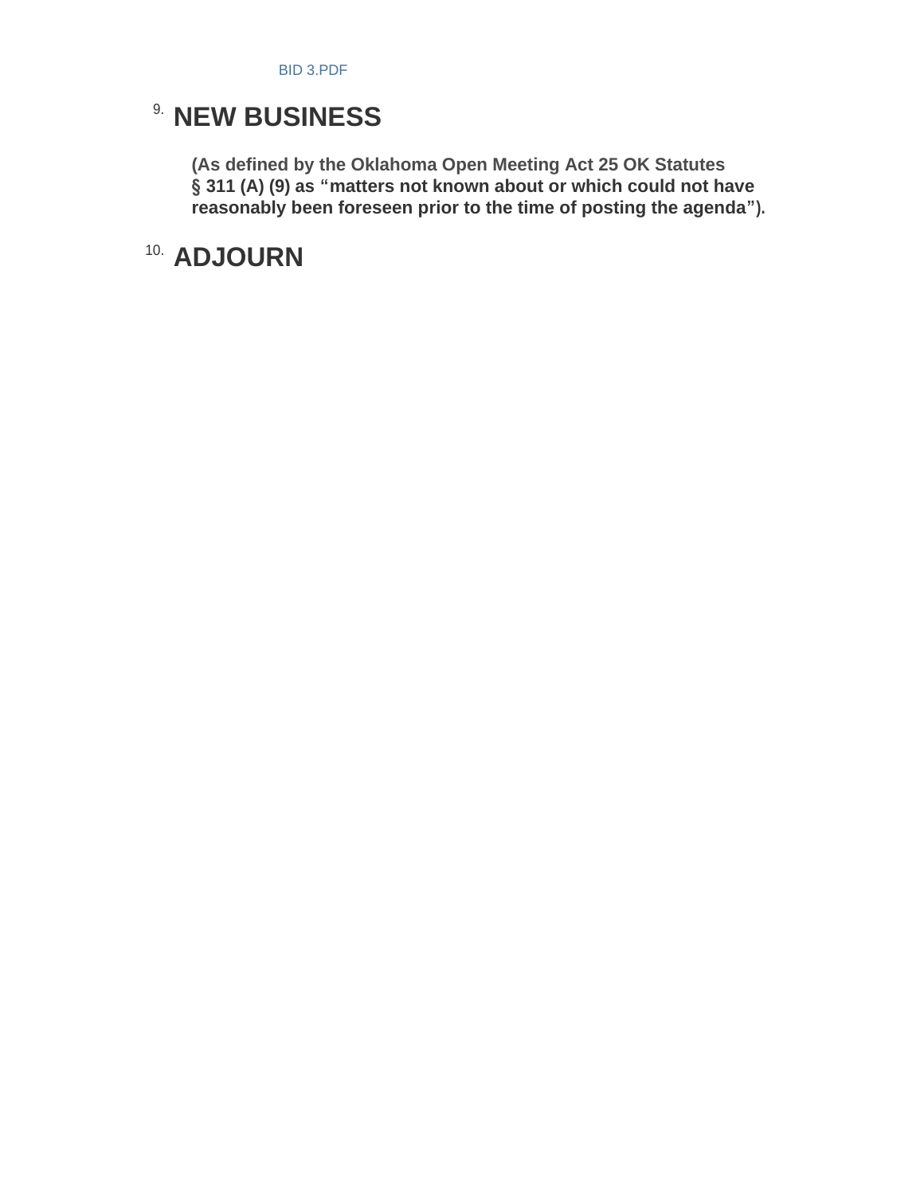BID 3.PDF

9. **NEW BUSINESS**

**(As defined by the Oklahoma Open Meeting Act 25 OK Statutes § 311 (A) (9) as "matters not known about or which could not have reasonably been foreseen prior to the time of posting the agenda").**

10. **ADJOURN**